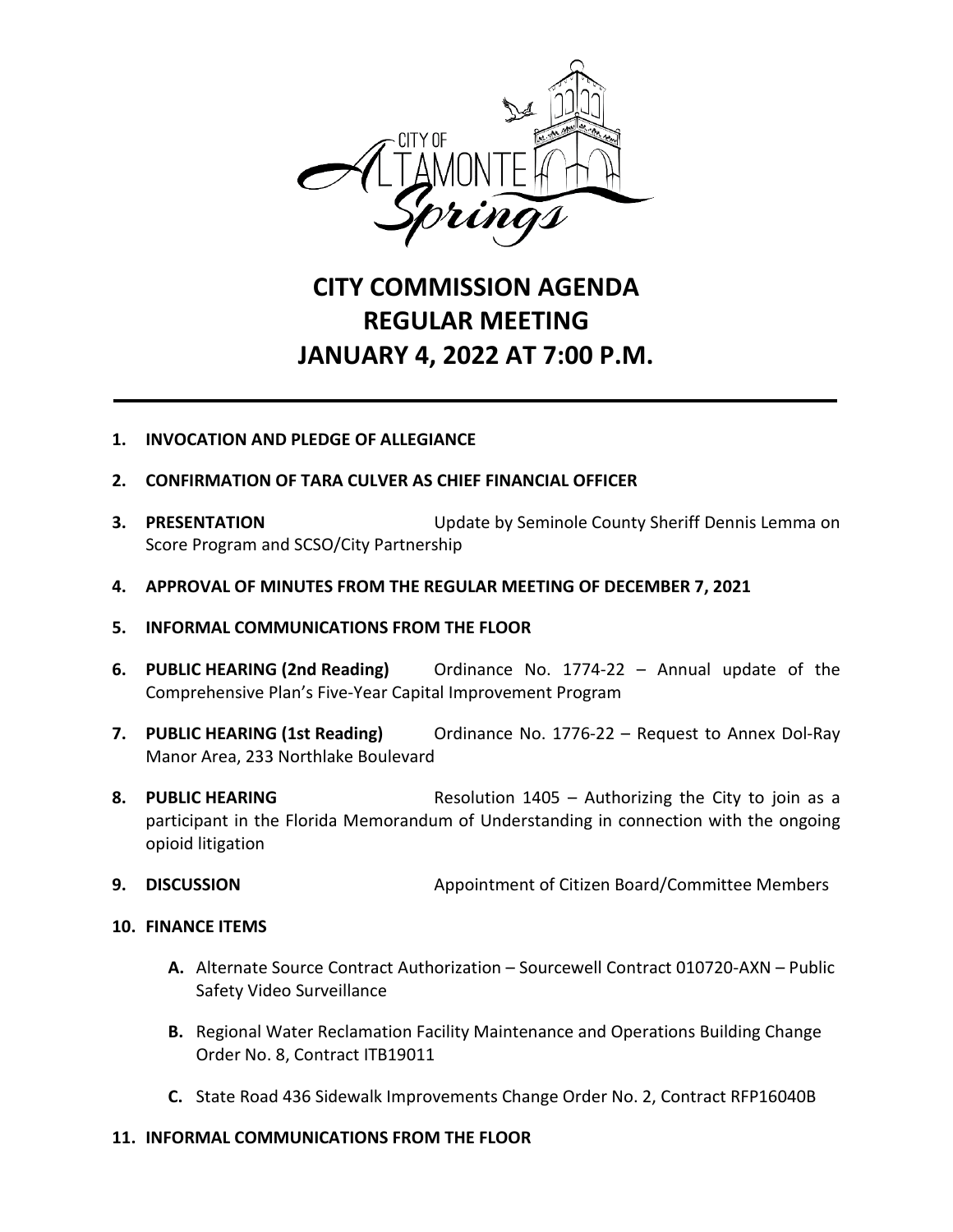CITY OF ALTAMONTE Springs

# CITY COMMISSION AGENDA
# REGULAR MEETING
# JANUARY 4, 2022 AT 7:00 P.M.

1. **INVOCATION AND PLEDGE OF ALLEGIANCE**

2. **CONFIRMATION OF TARA CULVER AS CHIEF FINANCIAL OFFICER**

3. **PRESENTATION** Update by Seminole County Sheriff Dennis Lemma on Score Program and SCSO/City Partnership

4. **APPROVAL OF MINUTES FROM THE REGULAR MEETING OF DECEMBER 7, 2021**

5. **INFORMAL COMMUNICATIONS FROM THE FLOOR**

6. **PUBLIC HEARING (2nd Reading)** Ordinance No. 1774-22 – Annual update of the Comprehensive Plan's Five-Year Capital Improvement Program

7. **PUBLIC HEARING (1st Reading)** Ordinance No. 1776-22 – Request to Annex Dol-Ray Manor Area, 233 Northlake Boulevard

8. **PUBLIC HEARING** Resolution 1405 – Authorizing the City to join as a participant in the Florida Memorandum of Understanding in connection with the ongoing opioid litigation

9. **DISCUSSION** Appointment of Citizen Board/Committee Members

10. **FINANCE ITEMS**

    **A.** Alternate Source Contract Authorization – Sourcewell Contract 010720-AXN – Public Safety Video Surveillance

    **B.** Regional Water Reclamation Facility Maintenance and Operations Building Change Order No. 8, Contract ITB19011

    **C.** State Road 436 Sidewalk Improvements Change Order No. 2, Contract RFP16040B

11. **INFORMAL COMMUNICATIONS FROM THE FLOOR**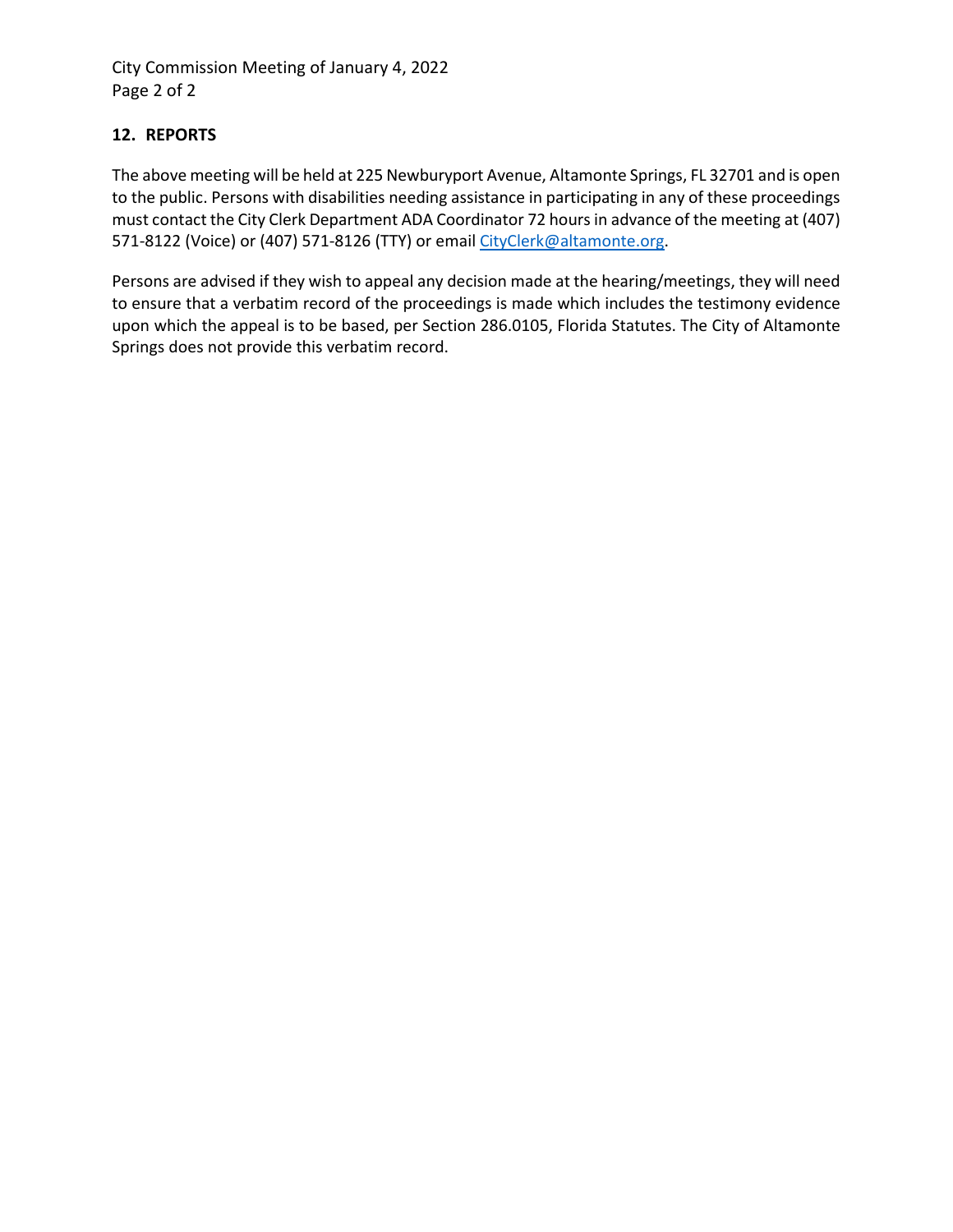## 12. REPORTS

The above meeting will be held at 225 Newburyport Avenue, Altamonte Springs, FL 32701 and is open to the public. Persons with disabilities needing assistance in participating in any of these proceedings must contact the City Clerk Department ADA Coordinator 72 hours in advance of the meeting at (407) 571-8122 (Voice) or (407) 571-8126 (TTY) or email CityClerk@altamonte.org.

Persons are advised if they wish to appeal any decision made at the hearing/meetings, they will need to ensure that a verbatim record of the proceedings is made which includes the testimony evidence upon which the appeal is to be based, per Section 286.0105, Florida Statutes. The City of Altamonte Springs does not provide this verbatim record.